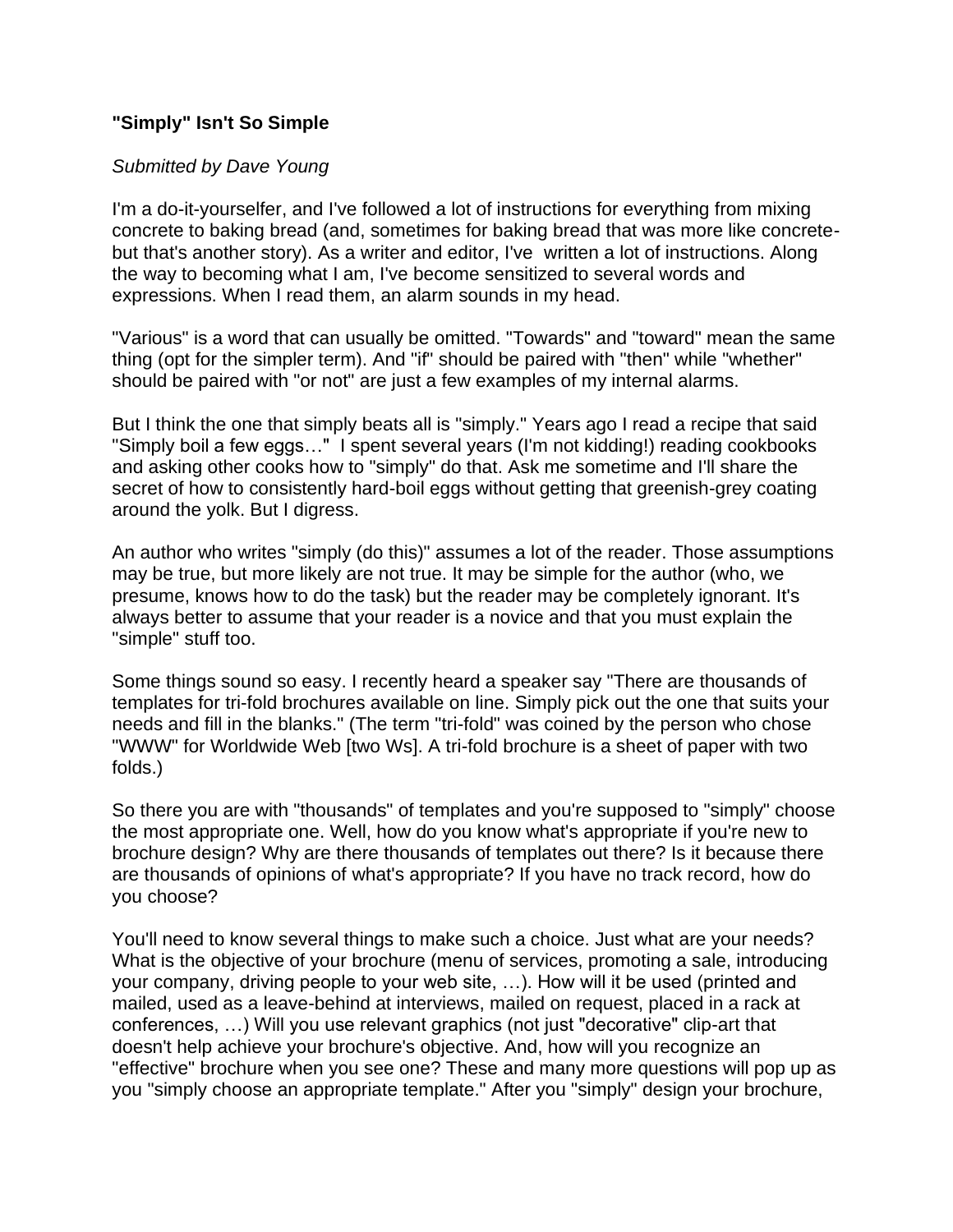**"Simply" Isn't So Simple**

*Submitted by Dave Young*

I'm a do-it-yourselfer, and I've followed a lot of instructions for everything from mixing concrete to baking bread (and, sometimes for baking bread that was more like concrete-but that's another story). As a writer and editor, I've written a lot of instructions. Along the way to becoming what I am, I've become sensitized to several words and expressions. When I read them, an alarm sounds in my head.

"Various" is a word that can usually be omitted. "Towards" and "toward" mean the same thing (opt for the simpler term). And "if" should be paired with "then" while "whether" should be paired with "or not" are just a few examples of my internal alarms.

But I think the one that simply beats all is "simply." Years ago I read a recipe that said "Simply boil a few eggs…" I spent several years (I'm not kidding!) reading cookbooks and asking other cooks how to "simply" do that. Ask me sometime and I'll share the secret of how to consistently hard-boil eggs without getting that greenish-grey coating around the yolk. But I digress.

An author who writes "simply (do this)" assumes a lot of the reader. Those assumptions may be true, but more likely are not true. It may be simple for the author (who, we presume, knows how to do the task) but the reader may be completely ignorant. It's always better to assume that your reader is a novice and that you must explain the "simple" stuff too.

Some things sound so easy. I recently heard a speaker say "There are thousands of templates for tri-fold brochures available on line. Simply pick out the one that suits your needs and fill in the blanks." (The term "tri-fold" was coined by the person who chose "WWW" for Worldwide Web [two Ws]. A tri-fold brochure is a sheet of paper with two folds.)

So there you are with "thousands" of templates and you're supposed to "simply" choose the most appropriate one. Well, how do you know what's appropriate if you're new to brochure design? Why are there thousands of templates out there? Is it because there are thousands of opinions of what's appropriate? If you have no track record, how do you choose?

You'll need to know several things to make such a choice. Just what are your needs? What is the objective of your brochure (menu of services, promoting a sale, introducing your company, driving people to your web site, …). How will it be used (printed and mailed, used as a leave-behind at interviews, mailed on request, placed in a rack at conferences, …) Will you use relevant graphics (not just "decorative" clip-art that doesn't help achieve your brochure's objective. And, how will you recognize an "effective" brochure when you see one? These and many more questions will pop up as you "simply choose an appropriate template." After you "simply" design your brochure,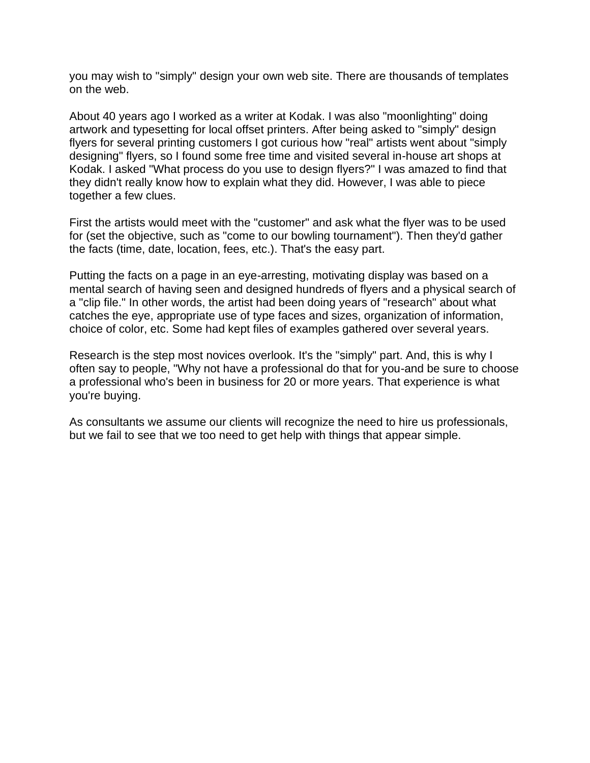you may wish to "simply" design your own web site. There are thousands of templates on the web.

About 40 years ago I worked as a writer at Kodak. I was also "moonlighting" doing artwork and typesetting for local offset printers. After being asked to "simply" design flyers for several printing customers I got curious how "real" artists went about "simply designing" flyers, so I found some free time and visited several in-house art shops at Kodak. I asked "What process do you use to design flyers?" I was amazed to find that they didn't really know how to explain what they did. However, I was able to piece together a few clues.

First the artists would meet with the "customer" and ask what the flyer was to be used for (set the objective, such as "come to our bowling tournament"). Then they'd gather the facts (time, date, location, fees, etc.). That's the easy part.

Putting the facts on a page in an eye-arresting, motivating display was based on a mental search of having seen and designed hundreds of flyers and a physical search of a "clip file." In other words, the artist had been doing years of "research" about what catches the eye, appropriate use of type faces and sizes, organization of information, choice of color, etc. Some had kept files of examples gathered over several years.

Research is the step most novices overlook. It's the "simply" part. And, this is why I often say to people, "Why not have a professional do that for you-and be sure to choose a professional who's been in business for 20 or more years. That experience is what you're buying.

As consultants we assume our clients will recognize the need to hire us professionals, but we fail to see that we too need to get help with things that appear simple.